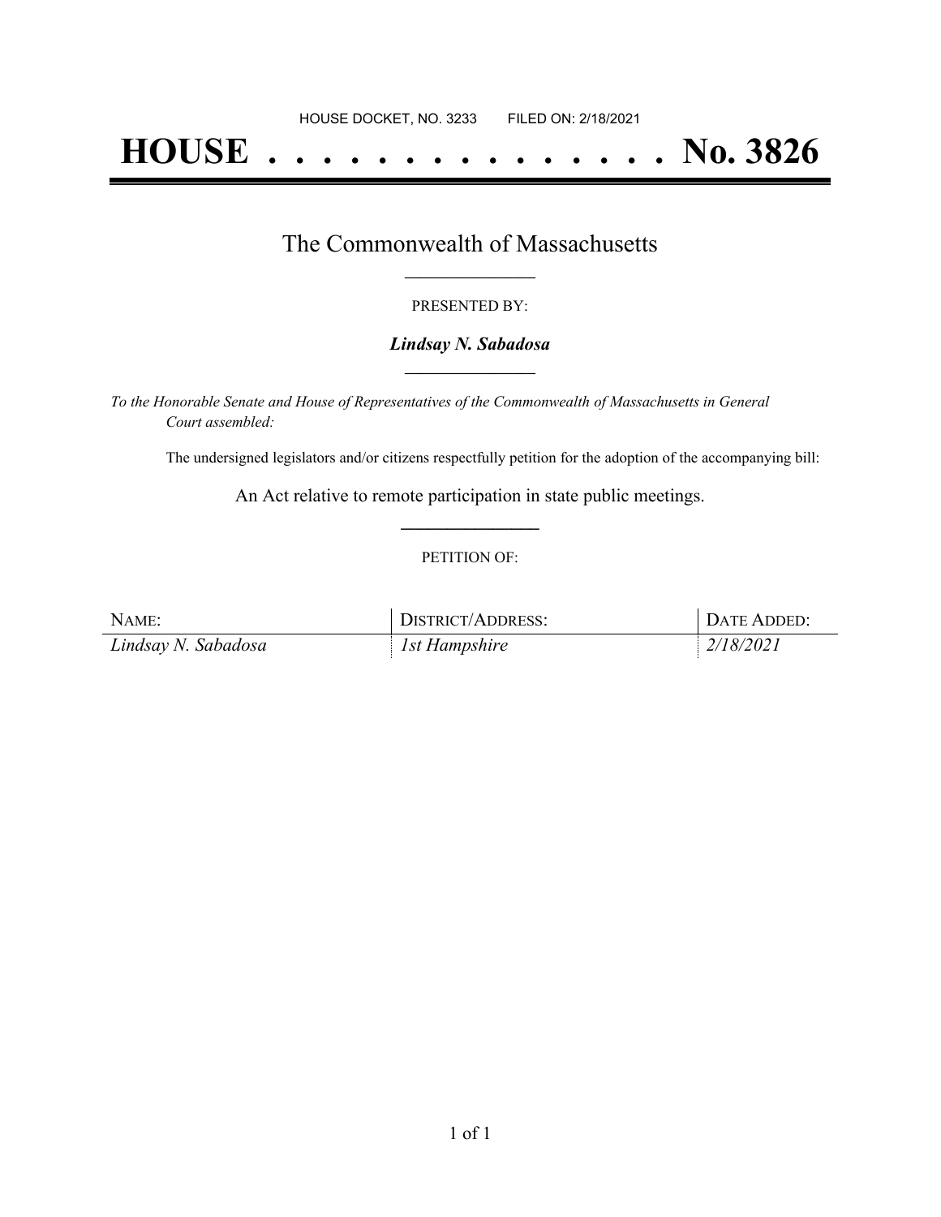HOUSE DOCKET, NO. 3233 FILED ON: 2/18/2021

# HOUSE . . . . . . . . . . . . . . . No. 3826

## The Commonwealth of Massachusetts

PRESENTED BY:

***Lindsay N. Sabadosa***

*To the Honorable Senate and House of Representatives of the Commonwealth of Massachusetts in General Court assembled:*

The undersigned legislators and/or citizens respectfully petition for the adoption of the accompanying bill:

An Act relative to remote participation in state public meetings.

PETITION OF:

| NAME: | DISTRICT/ADDRESS: | DATE ADDED: |
| --- | --- | --- |
| *Lindsay N. Sabadosa* | *1st Hampshire* | *2/18/2021* |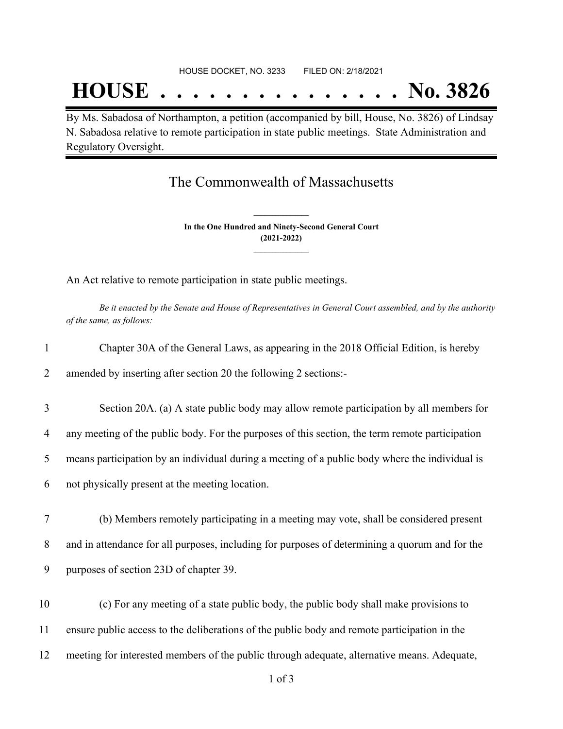HOUSE DOCKET, NO. 3233 FILED ON: 2/18/2021

# HOUSE . . . . . . . . . . . . . . . No. 3826

By Ms. Sabadosa of Northampton, a petition (accompanied by bill, House, No. 3826) of Lindsay N. Sabadosa relative to remote participation in state public meetings. State Administration and Regulatory Oversight.

## The Commonwealth of Massachusetts

**In the One Hundred and Ninety-Second General Court**
**(2021-2022)**

An Act relative to remote participation in state public meetings.

*Be it enacted by the Senate and House of Representatives in General Court assembled, and by the authority of the same, as follows:*

1 Chapter 30A of the General Laws, as appearing in the 2018 Official Edition, is hereby
2 amended by inserting after section 20 the following 2 sections:-

3 Section 20A. (a) A state public body may allow remote participation by all members for
4 any meeting of the public body. For the purposes of this section, the term remote participation
5 means participation by an individual during a meeting of a public body where the individual is
6 not physically present at the meeting location.

7 (b) Members remotely participating in a meeting may vote, shall be considered present
8 and in attendance for all purposes, including for purposes of determining a quorum and for the
9 purposes of section 23D of chapter 39.

10 (c) For any meeting of a state public body, the public body shall make provisions to
11 ensure public access to the deliberations of the public body and remote participation in the
12 meeting for interested members of the public through adequate, alternative means. Adequate,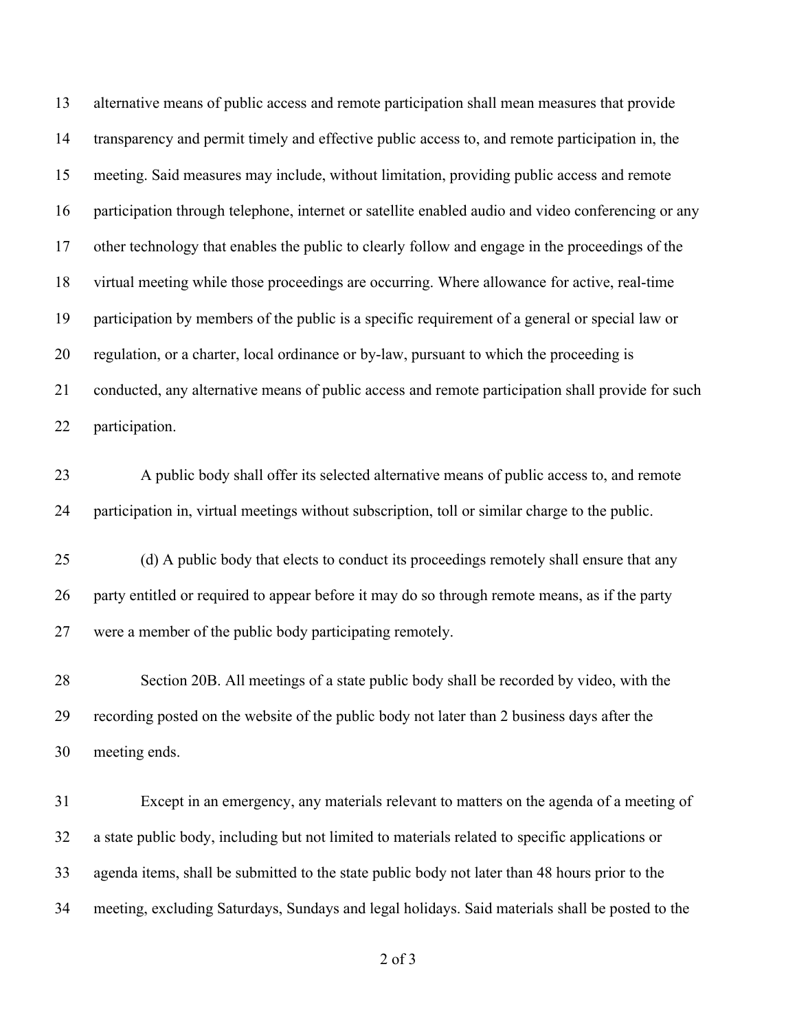alternative means of public access and remote participation shall mean measures that provide transparency and permit timely and effective public access to, and remote participation in, the meeting. Said measures may include, without limitation, providing public access and remote participation through telephone, internet or satellite enabled audio and video conferencing or any other technology that enables the public to clearly follow and engage in the proceedings of the virtual meeting while those proceedings are occurring. Where allowance for active, real-time participation by members of the public is a specific requirement of a general or special law or regulation, or a charter, local ordinance or by-law, pursuant to which the proceeding is conducted, any alternative means of public access and remote participation shall provide for such participation.

A public body shall offer its selected alternative means of public access to, and remote participation in, virtual meetings without subscription, toll or similar charge to the public.

(d) A public body that elects to conduct its proceedings remotely shall ensure that any party entitled or required to appear before it may do so through remote means, as if the party were a member of the public body participating remotely.

Section 20B. All meetings of a state public body shall be recorded by video, with the recording posted on the website of the public body not later than 2 business days after the meeting ends.

Except in an emergency, any materials relevant to matters on the agenda of a meeting of a state public body, including but not limited to materials related to specific applications or agenda items, shall be submitted to the state public body not later than 48 hours prior to the meeting, excluding Saturdays, Sundays and legal holidays. Said materials shall be posted to the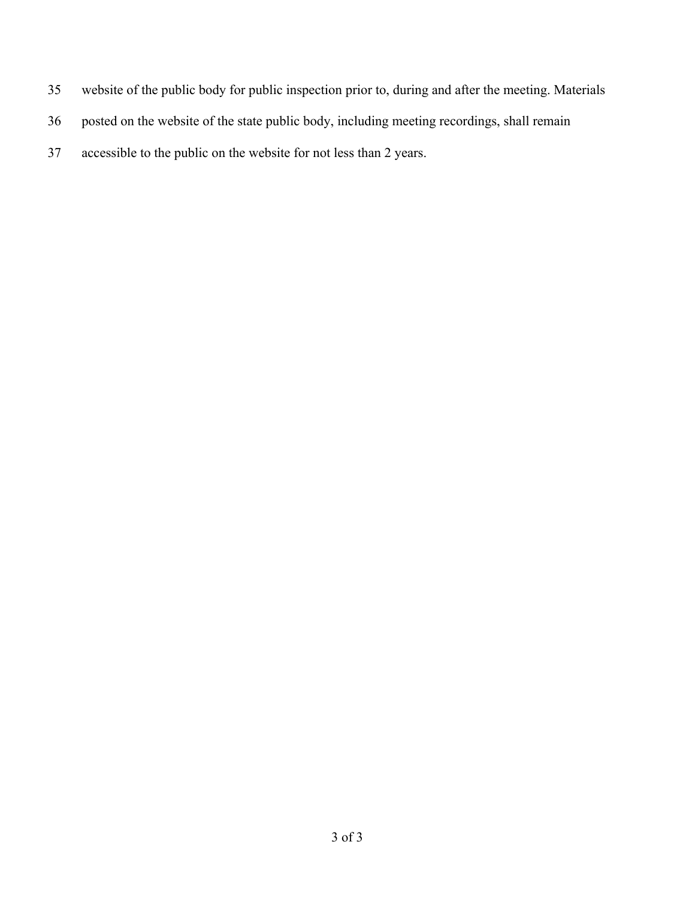website of the public body for public inspection prior to, during and after the meeting. Materials posted on the website of the state public body, including meeting recordings, shall remain accessible to the public on the website for not less than 2 years.